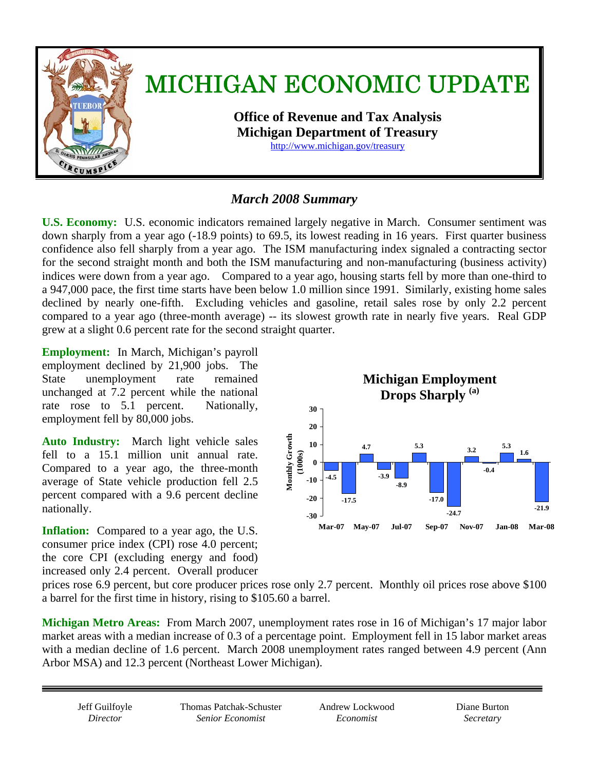# MICHIGAN ECONOMIC UPDATE

**Office of Revenue and Tax Analysis**
**Michigan Department of Treasury**
http://www.michigan.gov/treasury

## *March 2008 Summary*

**U.S. Economy:** U.S. economic indicators remained largely negative in March. Consumer sentiment was down sharply from a year ago (-18.9 points) to 69.5, its lowest reading in 16 years. First quarter business confidence also fell sharply from a year ago. The ISM manufacturing index signaled a contracting sector for the second straight month and both the ISM manufacturing and non-manufacturing (business activity) indices were down from a year ago. Compared to a year ago, housing starts fell by more than one-third to a 947,000 pace, the first time starts have been below 1.0 million since 1991. Similarly, existing home sales declined by nearly one-fifth. Excluding vehicles and gasoline, retail sales rose by only 2.2 percent compared to a year ago (three-month average) -- its slowest growth rate in nearly five years. Real GDP grew at a slight 0.6 percent rate for the second straight quarter.

**Employment:** In March, Michigan's payroll employment declined by 21,900 jobs. The State unemployment rate remained unchanged at 7.2 percent while the national rate rose to 5.1 percent. Nationally, employment fell by 80,000 jobs.

**Michigan Employment Drops Sharply [(a)]**

Monthly Growth (1000s)

| Month | Mar-07 | Apr-07 | May-07 | Jun-07 | Jul-07 | Aug-07 | Sep-07 | Oct-07 | Nov-07 | Dec-07 | Jan-08 | Feb-08 | Mar-08 |
|---|---|---|---|---|---|---|---|---|---|---|---|---|---|
| Growth | -4.5 | -17.5 | 4.7 | -3.9 | -8.9 | 5.3 | -17.0 | -24.7 | 3.2 | -0.4 | 5.3 | 1.6 | -21.9 |

**Auto Industry:** March light vehicle sales fell to a 15.1 million unit annual rate. Compared to a year ago, the three-month average of State vehicle production fell 2.5 percent compared with a 9.6 percent decline nationally.

**Inflation:** Compared to a year ago, the U.S. consumer price index (CPI) rose 4.0 percent; the core CPI (excluding energy and food) increased only 2.4 percent. Overall producer prices rose 6.9 percent, but core producer prices rose only 2.7 percent. Monthly oil prices rose above $100 a barrel for the first time in history, rising to $105.60 a barrel.

**Michigan Metro Areas:** From March 2007, unemployment rates rose in 16 of Michigan's 17 major labor market areas with a median increase of 0.3 of a percentage point. Employment fell in 15 labor market areas with a median decline of 1.6 percent. March 2008 unemployment rates ranged between 4.9 percent (Ann Arbor MSA) and 12.3 percent (Northeast Lower Michigan).

---

| Jeff Guilfoyle | Thomas Patchak-Schuster | Andrew Lockwood | Diane Burton |
|---|---|---|---|
| *Director* | *Senior Economist* | *Economist* | *Secretary* |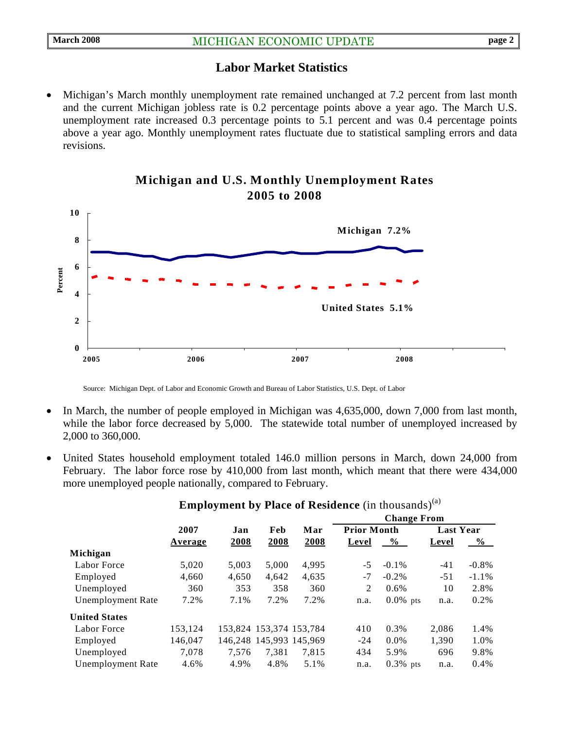## Labor Market Statistics

- Michigan's March monthly unemployment rate remained unchanged at 7.2 percent from last month and the current Michigan jobless rate is 0.2 percentage points above a year ago. The March U.S. unemployment rate increased 0.3 percentage points to 5.1 percent and was 0.4 percentage points above a year ago. Monthly unemployment rates fluctuate due to statistical sampling errors and data revisions.

**Michigan and U.S. Monthly Unemployment Rates 2005 to 2008**

Michigan 7.2%

United States 5.1%

Source: Michigan Dept. of Labor and Economic Growth and Bureau of Labor Statistics, U.S. Dept. of Labor

- In March, the number of people employed in Michigan was 4,635,000, down 7,000 from last month, while the labor force decreased by 5,000. The statewide total number of unemployed increased by 2,000 to 360,000.

- United States household employment totaled 146.0 million persons in March, down 24,000 from February. The labor force rose by 410,000 from last month, which meant that there were 434,000 more unemployed people nationally, compared to February.

**Employment by Place of Residence** (in thousands)[(a)]

| | 2007 Average | Jan 2008 | Feb 2008 | Mar 2008 | Change From Prior Month Level | Change From Prior Month % | Change From Last Year Level | Change From Last Year % |
|---|---|---|---|---|---|---|---|---|
| **Michigan** | | | | | | | | |
| Labor Force | 5,020 | 5,003 | 5,000 | 4,995 | -5 | -0.1% | -41 | -0.8% |
| Employed | 4,660 | 4,650 | 4,642 | 4,635 | -7 | -0.2% | -51 | -1.1% |
| Unemployed | 360 | 353 | 358 | 360 | 2 | 0.6% | 10 | 2.8% |
| Unemployment Rate | 7.2% | 7.1% | 7.2% | 7.2% | n.a. | 0.0% pts | n.a. | 0.2% |
| **United States** | | | | | | | | |
| Labor Force | 153,124 | 153,824 | 153,374 | 153,784 | 410 | 0.3% | 2,086 | 1.4% |
| Employed | 146,047 | 146,248 | 145,993 | 145,969 | -24 | 0.0% | 1,390 | 1.0% |
| Unemployed | 7,078 | 7,576 | 7,381 | 7,815 | 434 | 5.9% | 696 | 9.8% |
| Unemployment Rate | 4.6% | 4.9% | 4.8% | 5.1% | n.a. | 0.3% pts | n.a. | 0.4% |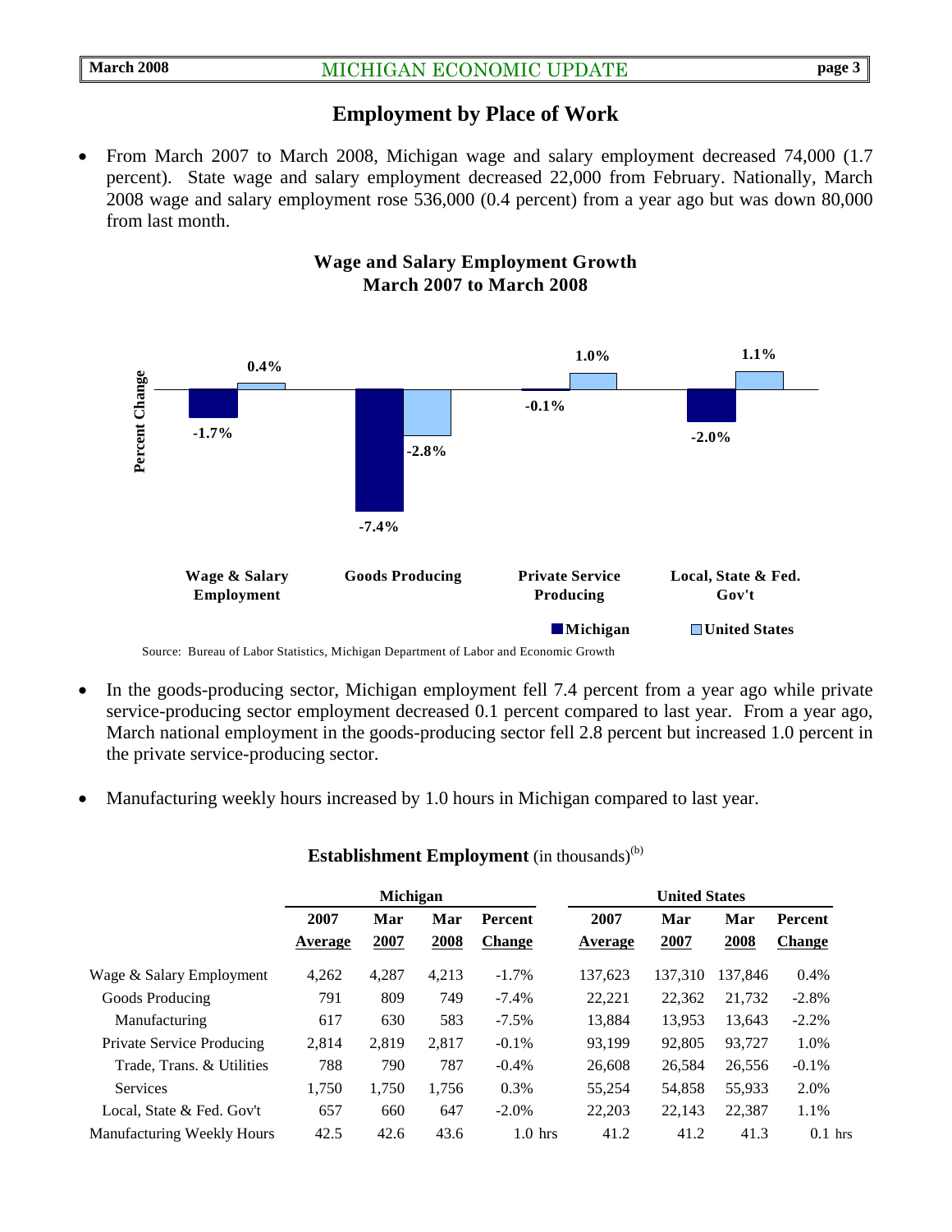## Employment by Place of Work

- From March 2007 to March 2008, Michigan wage and salary employment decreased 74,000 (1.7 percent). State wage and salary employment decreased 22,000 from February. Nationally, March 2008 wage and salary employment rose 536,000 (0.4 percent) from a year ago but was down 80,000 from last month.

**Wage and Salary Employment Growth**
**March 2007 to March 2008**

| Percent Change | Michigan | United States |
|---|---|---|
| Wage & Salary Employment | -1.7% | 0.4% |
| Goods Producing | -7.4% | -2.8% |
| Private Service Producing | -0.1% | 1.0% |
| Local, State & Fed. Gov't | -2.0% | 1.1% |

Source: Bureau of Labor Statistics, Michigan Department of Labor and Economic Growth

- In the goods-producing sector, Michigan employment fell 7.4 percent from a year ago while private service-producing sector employment decreased 0.1 percent compared to last year. From a year ago, March national employment in the goods-producing sector fell 2.8 percent but increased 1.0 percent in the private service-producing sector.

- Manufacturing weekly hours increased by 1.0 hours in Michigan compared to last year.

**Establishment Employment** (in thousands)[(b)]

| | Michigan | | | | United States | | | |
|---|---|---|---|---|---|---|---|---|
| | 2007 Average | Mar 2007 | Mar 2008 | Percent Change | 2007 Average | Mar 2007 | Mar 2008 | Percent Change |
| Wage & Salary Employment | 4,262 | 4,287 | 4,213 | -1.7% | 137,623 | 137,310 | 137,846 | 0.4% |
| Goods Producing | 791 | 809 | 749 | -7.4% | 22,221 | 22,362 | 21,732 | -2.8% |
| Manufacturing | 617 | 630 | 583 | -7.5% | 13,884 | 13,953 | 13,643 | -2.2% |
| Private Service Producing | 2,814 | 2,819 | 2,817 | -0.1% | 93,199 | 92,805 | 93,727 | 1.0% |
| Trade, Trans. & Utilities | 788 | 790 | 787 | -0.4% | 26,608 | 26,584 | 26,556 | -0.1% |
| Services | 1,750 | 1,750 | 1,756 | 0.3% | 55,254 | 54,858 | 55,933 | 2.0% |
| Local, State & Fed. Gov't | 657 | 660 | 647 | -2.0% | 22,203 | 22,143 | 22,387 | 1.1% |
| Manufacturing Weekly Hours | 42.5 | 42.6 | 43.6 | 1.0 hrs | 41.2 | 41.2 | 41.3 | 0.1 hrs |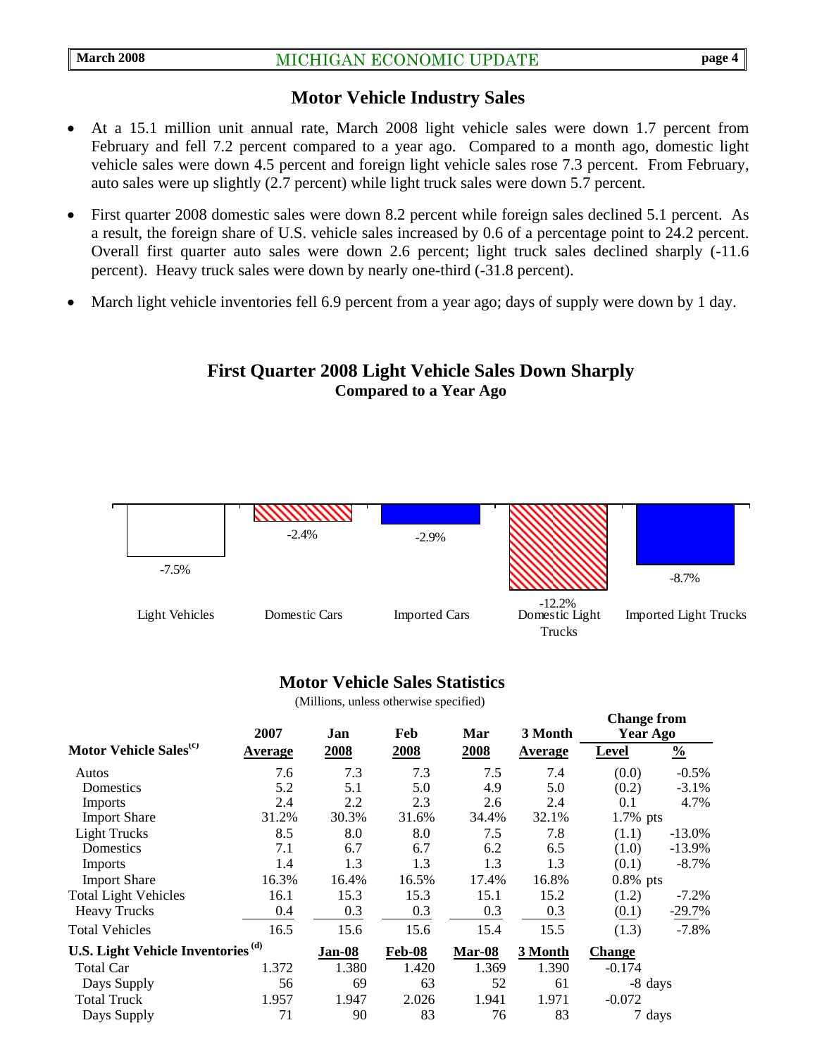## Motor Vehicle Industry Sales

- At a 15.1 million unit annual rate, March 2008 light vehicle sales were down 1.7 percent from February and fell 7.2 percent compared to a year ago. Compared to a month ago, domestic light vehicle sales were down 4.5 percent and foreign light vehicle sales rose 7.3 percent. From February, auto sales were up slightly (2.7 percent) while light truck sales were down 5.7 percent.
- First quarter 2008 domestic sales were down 8.2 percent while foreign sales declined 5.1 percent. As a result, the foreign share of U.S. vehicle sales increased by 0.6 of a percentage point to 24.2 percent. Overall first quarter auto sales were down 2.6 percent; light truck sales declined sharply (-11.6 percent). Heavy truck sales were down by nearly one-third (-31.8 percent).
- March light vehicle inventories fell 6.9 percent from a year ago; days of supply were down by 1 day.

### First Quarter 2008 Light Vehicle Sales Down Sharply
**Compared to a Year Ago**

| Light Vehicles | Domestic Cars | Imported Cars | Domestic Light Trucks | Imported Light Trucks |
|---|---|---|---|---|
| -7.5% | -2.4% | -2.9% | -12.2% | -8.7% |

### Motor Vehicle Sales Statistics

(Millions, unless otherwise specified)

| Motor Vehicle Sales[c] | 2007 Average | Jan 2008 | Feb 2008 | Mar 2008 | 3 Month Average | Change from Year Ago: Level | % |
|---|---|---|---|---|---|---|---|
| Autos | 7.6 | 7.3 | 7.3 | 7.5 | 7.4 | (0.0) | -0.5% |
| Domestics | 5.2 | 5.1 | 5.0 | 4.9 | 5.0 | (0.2) | -3.1% |
| Imports | 2.4 | 2.2 | 2.3 | 2.6 | 2.4 | 0.1 | 4.7% |
| Import Share | 31.2% | 30.3% | 31.6% | 34.4% | 32.1% | 1.7% pts | |
| Light Trucks | 8.5 | 8.0 | 8.0 | 7.5 | 7.8 | (1.1) | -13.0% |
| Domestics | 7.1 | 6.7 | 6.7 | 6.2 | 6.5 | (1.0) | -13.9% |
| Imports | 1.4 | 1.3 | 1.3 | 1.3 | 1.3 | (0.1) | -8.7% |
| Import Share | 16.3% | 16.4% | 16.5% | 17.4% | 16.8% | 0.8% pts | |
| Total Light Vehicles | 16.1 | 15.3 | 15.3 | 15.1 | 15.2 | (1.2) | -7.2% |
| Heavy Trucks | 0.4 | 0.3 | 0.3 | 0.3 | 0.3 | (0.1) | -29.7% |
| Total Vehicles | 16.5 | 15.6 | 15.6 | 15.4 | 15.5 | (1.3) | -7.8% |
| **U.S. Light Vehicle Inventories[d]** | | **Jan-08** | **Feb-08** | **Mar-08** | **3 Month** | **Change** | |
| Total Car | 1.372 | 1.380 | 1.420 | 1.369 | 1.390 | -0.174 | |
| Days Supply | 56 | 69 | 63 | 52 | 61 | -8 days | |
| Total Truck | 1.957 | 1.947 | 2.026 | 1.941 | 1.971 | -0.072 | |
| Days Supply | 71 | 90 | 83 | 76 | 83 | 7 days | |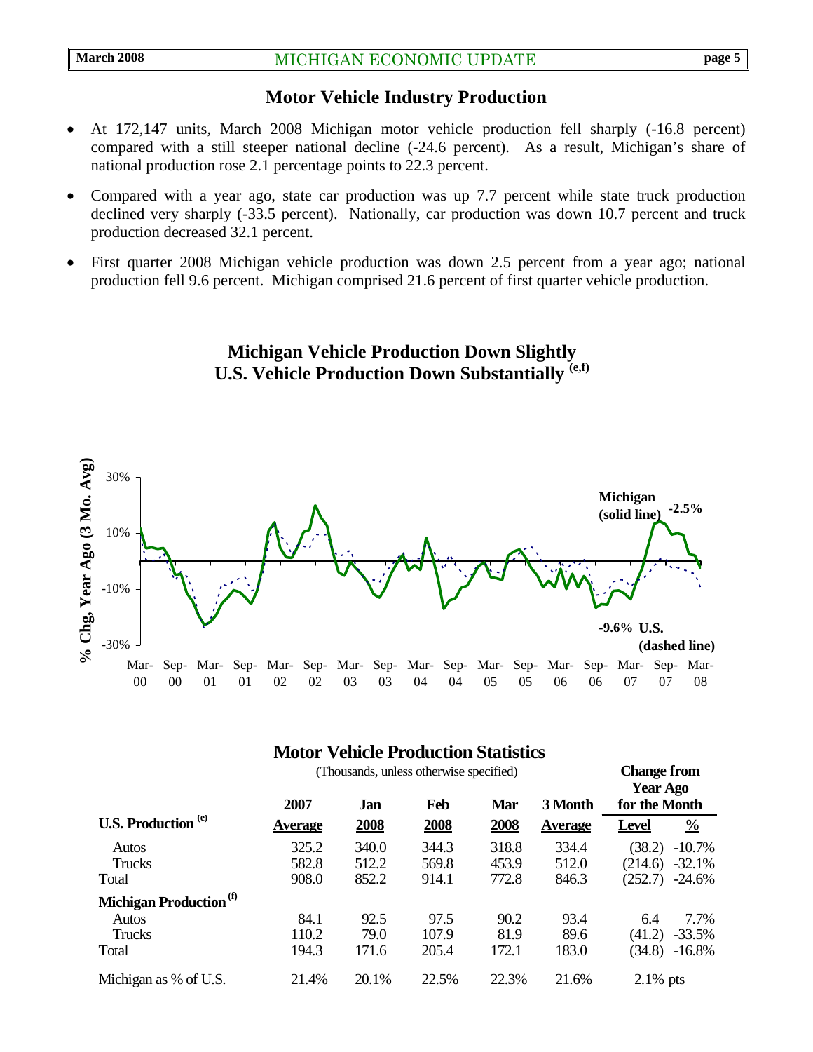## Motor Vehicle Industry Production

- At 172,147 units, March 2008 Michigan motor vehicle production fell sharply (-16.8 percent) compared with a still steeper national decline (-24.6 percent). As a result, Michigan's share of national production rose 2.1 percentage points to 22.3 percent.
- Compared with a year ago, state car production was up 7.7 percent while state truck production declined very sharply (-33.5 percent). Nationally, car production was down 10.7 percent and truck production decreased 32.1 percent.
- First quarter 2008 Michigan vehicle production was down 2.5 percent from a year ago; national production fell 9.6 percent. Michigan comprised 21.6 percent of first quarter vehicle production.

### Michigan Vehicle Production Down Slightly U.S. Vehicle Production Down Substantially (e,f)

% Chg, Year Ago (3 Mo. Avg)

Michigan (solid line) -2.5%

-9.6% U.S. (dashed line)

### Motor Vehicle Production Statistics

(Thousands, unless otherwise specified)

| U.S. Production (e) | 2007 Average | Jan 2008 | Feb 2008 | Mar 2008 | 3 Month Average | Change from Year Ago for the Month Level | % |
|---|---|---|---|---|---|---|---|
| Autos | 325.2 | 340.0 | 344.3 | 318.8 | 334.4 | (38.2) | -10.7% |
| Trucks | 582.8 | 512.2 | 569.8 | 453.9 | 512.0 | (214.6) | -32.1% |
| Total | 908.0 | 852.2 | 914.1 | 772.8 | 846.3 | (252.7) | -24.6% |
| **Michigan Production (f)** | | | | | | | |
| Autos | 84.1 | 92.5 | 97.5 | 90.2 | 93.4 | 6.4 | 7.7% |
| Trucks | 110.2 | 79.0 | 107.9 | 81.9 | 89.6 | (41.2) | -33.5% |
| Total | 194.3 | 171.6 | 205.4 | 172.1 | 183.0 | (34.8) | -16.8% |
| Michigan as % of U.S. | 21.4% | 20.1% | 22.5% | 22.3% | 21.6% | 2.1% pts | |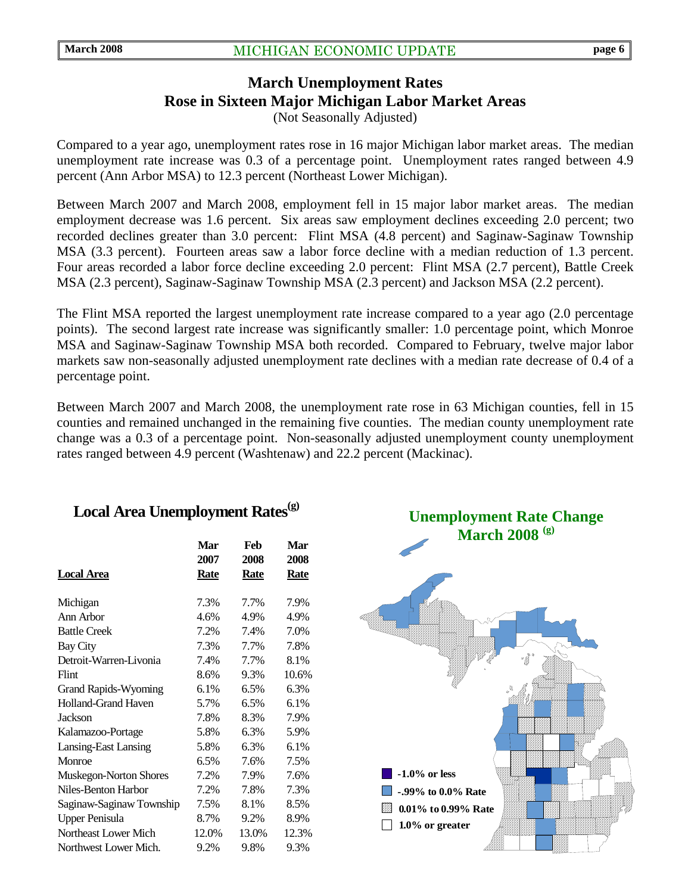## March Unemployment Rates Rose in Sixteen Major Michigan Labor Market Areas

(Not Seasonally Adjusted)

Compared to a year ago, unemployment rates rose in 16 major Michigan labor market areas. The median unemployment rate increase was 0.3 of a percentage point. Unemployment rates ranged between 4.9 percent (Ann Arbor MSA) to 12.3 percent (Northeast Lower Michigan).

Between March 2007 and March 2008, employment fell in 15 major labor market areas. The median employment decrease was 1.6 percent. Six areas saw employment declines exceeding 2.0 percent; two recorded declines greater than 3.0 percent: Flint MSA (4.8 percent) and Saginaw-Saginaw Township MSA (3.3 percent). Fourteen areas saw a labor force decline with a median reduction of 1.3 percent. Four areas recorded a labor force decline exceeding 2.0 percent: Flint MSA (2.7 percent), Battle Creek MSA (2.3 percent), Saginaw-Saginaw Township MSA (2.3 percent) and Jackson MSA (2.2 percent).

The Flint MSA reported the largest unemployment rate increase compared to a year ago (2.0 percentage points). The second largest rate increase was significantly smaller: 1.0 percentage point, which Monroe MSA and Saginaw-Saginaw Township MSA both recorded. Compared to February, twelve major labor markets saw non-seasonally adjusted unemployment rate declines with a median rate decrease of 0.4 of a percentage point.

Between March 2007 and March 2008, the unemployment rate rose in 63 Michigan counties, fell in 15 counties and remained unchanged in the remaining five counties. The median county unemployment rate change was a 0.3 of a percentage point. Non-seasonally adjusted unemployment county unemployment rates ranged between 4.9 percent (Washtenaw) and 22.2 percent (Mackinac).

### Local Area Unemployment Rates[g]

| Local Area | Mar 2007 Rate | Feb 2008 Rate | Mar 2008 Rate |
|---|---|---|---|
| Michigan | 7.3% | 7.7% | 7.9% |
| Ann Arbor | 4.6% | 4.9% | 4.9% |
| Battle Creek | 7.2% | 7.4% | 7.0% |
| Bay City | 7.3% | 7.7% | 7.8% |
| Detroit-Warren-Livonia | 7.4% | 7.7% | 8.1% |
| Flint | 8.6% | 9.3% | 10.6% |
| Grand Rapids-Wyoming | 6.1% | 6.5% | 6.3% |
| Holland-Grand Haven | 5.7% | 6.5% | 6.1% |
| Jackson | 7.8% | 8.3% | 7.9% |
| Kalamazoo-Portage | 5.8% | 6.3% | 5.9% |
| Lansing-East Lansing | 5.8% | 6.3% | 6.1% |
| Monroe | 6.5% | 7.6% | 7.5% |
| Muskegon-Norton Shores | 7.2% | 7.9% | 7.6% |
| Niles-Benton Harbor | 7.2% | 7.8% | 7.3% |
| Saginaw-Saginaw Township | 7.5% | 8.1% | 8.5% |
| Upper Penisula | 8.7% | 9.2% | 8.9% |
| Northeast Lower Mich | 12.0% | 13.0% | 12.3% |
| Northwest Lower Mich. | 9.2% | 9.8% | 9.3% |

### Unemployment Rate Change March 2008 [g]

- -1.0% or less
- -.99% to 0.0% Rate
- 0.01% to 0.99% Rate
- 1.0% or greater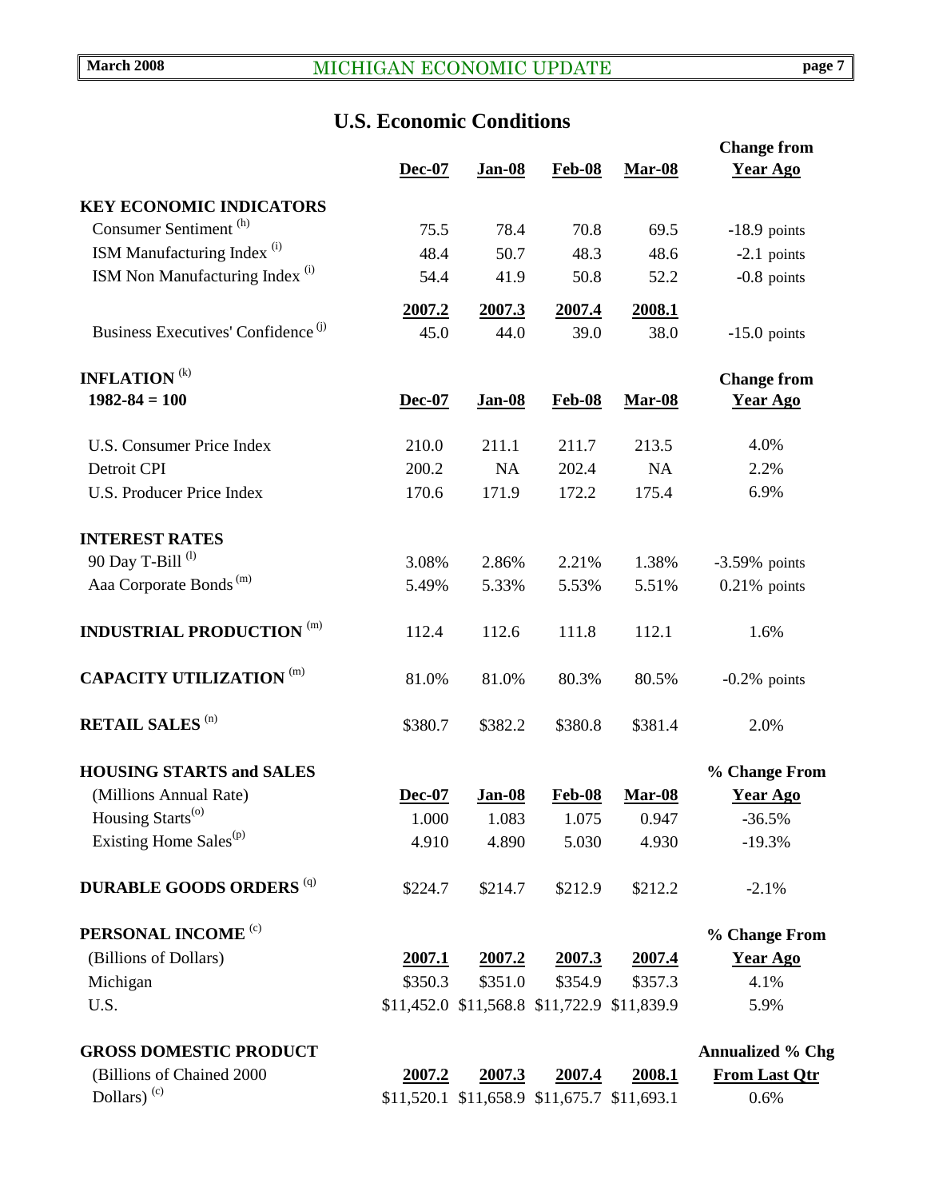## U.S. Economic Conditions

| | Dec-07 | Jan-08 | Feb-08 | Mar-08 | Change from Year Ago |
|---|---|---|---|---|---|
| **KEY ECONOMIC INDICATORS** | | | | | |
| Consumer Sentiment [h] | 75.5 | 78.4 | 70.8 | 69.5 | -18.9 points |
| ISM Manufacturing Index [i] | 48.4 | 50.7 | 48.3 | 48.6 | -2.1 points |
| ISM Non Manufacturing Index [i] | 54.4 | 41.9 | 50.8 | 52.2 | -0.8 points |
| | **2007.2** | **2007.3** | **2007.4** | **2008.1** | |
| Business Executives' Confidence [j] | 45.0 | 44.0 | 39.0 | 38.0 | -15.0 points |

| **INFLATION** [k] **1982-84 = 100** | Dec-07 | Jan-08 | Feb-08 | Mar-08 | Change from Year Ago |
|---|---|---|---|---|---|
| U.S. Consumer Price Index | 210.0 | 211.1 | 211.7 | 213.5 | 4.0% |
| Detroit CPI | 200.2 | NA | 202.4 | NA | 2.2% |
| U.S. Producer Price Index | 170.6 | 171.9 | 172.2 | 175.4 | 6.9% |
| **INTEREST RATES** | | | | | |
| 90 Day T-Bill [l] | 3.08% | 2.86% | 2.21% | 1.38% | -3.59% points |
| Aaa Corporate Bonds [m] | 5.49% | 5.33% | 5.53% | 5.51% | 0.21% points |
| **INDUSTRIAL PRODUCTION** [m] | 112.4 | 112.6 | 111.8 | 112.1 | 1.6% |
| **CAPACITY UTILIZATION** [m] | 81.0% | 81.0% | 80.3% | 80.5% | -0.2% points |
| **RETAIL SALES** [n] | $380.7 | $382.2 | $380.8 | $381.4 | 2.0% |

| **HOUSING STARTS and SALES** (Millions Annual Rate) | Dec-07 | Jan-08 | Feb-08 | Mar-08 | % Change From Year Ago |
|---|---|---|---|---|---|
| Housing Starts [o] | 1.000 | 1.083 | 1.075 | 0.947 | -36.5% |
| Existing Home Sales [p] | 4.910 | 4.890 | 5.030 | 4.930 | -19.3% |
| **DURABLE GOODS ORDERS** [q] | $224.7 | $214.7 | $212.9 | $212.2 | -2.1% |

| **PERSONAL INCOME** [c] (Billions of Dollars) | 2007.1 | 2007.2 | 2007.3 | 2007.4 | % Change From Year Ago |
|---|---|---|---|---|---|
| Michigan | $350.3 | $351.0 | $354.9 | $357.3 | 4.1% |
| U.S. | $11,452.0 | $11,568.8 | $11,722.9 | $11,839.9 | 5.9% |

| **GROSS DOMESTIC PRODUCT** (Billions of Chained 2000 Dollars) [c] | 2007.2 | 2007.3 | 2007.4 | 2008.1 | Annualized % Chg From Last Qtr |
|---|---|---|---|---|---|
| | $11,520.1 | $11,658.9 | $11,675.7 | $11,693.1 | 0.6% |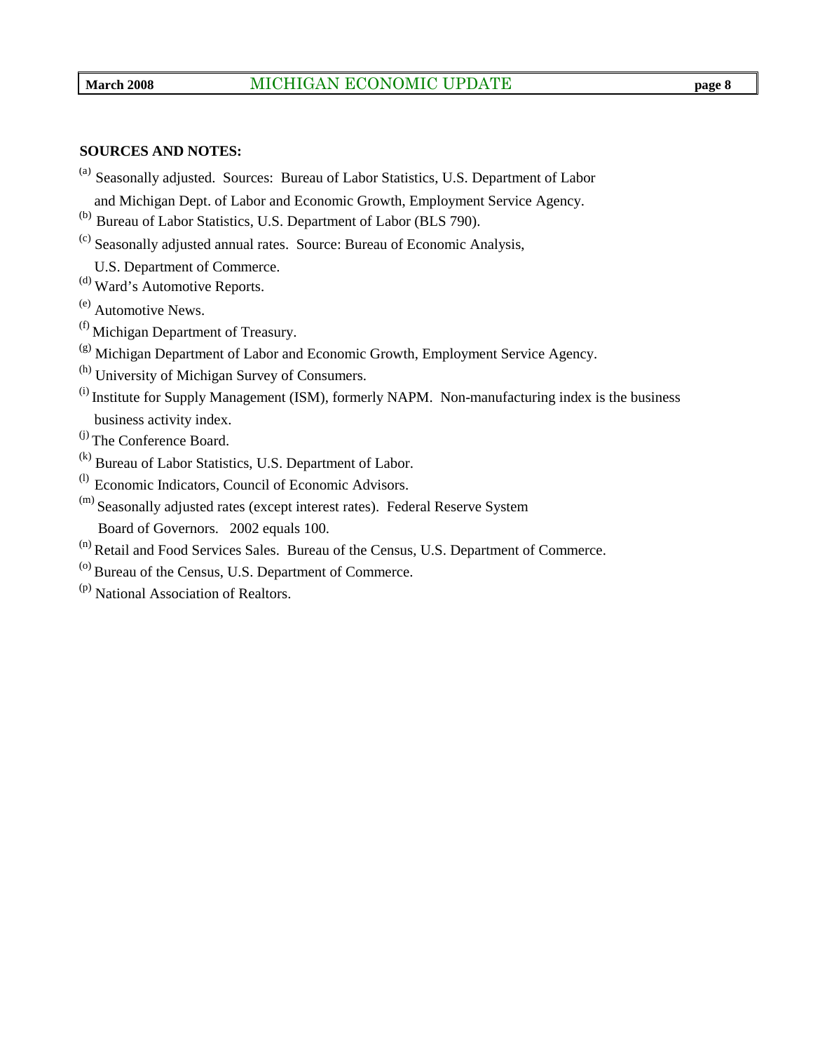**SOURCES AND NOTES:**

[a] Seasonally adjusted. Sources: Bureau of Labor Statistics, U.S. Department of Labor and Michigan Dept. of Labor and Economic Growth, Employment Service Agency.

[b] Bureau of Labor Statistics, U.S. Department of Labor (BLS 790).

[c] Seasonally adjusted annual rates. Source: Bureau of Economic Analysis, U.S. Department of Commerce.

[d] Ward's Automotive Reports.

[e] Automotive News.

[f] Michigan Department of Treasury.

[g] Michigan Department of Labor and Economic Growth, Employment Service Agency.

[h] University of Michigan Survey of Consumers.

[i] Institute for Supply Management (ISM), formerly NAPM. Non-manufacturing index is the business business activity index.

[j] The Conference Board.

[k] Bureau of Labor Statistics, U.S. Department of Labor.

[l] Economic Indicators, Council of Economic Advisors.

[m] Seasonally adjusted rates (except interest rates). Federal Reserve System Board of Governors. 2002 equals 100.

[n] Retail and Food Services Sales. Bureau of the Census, U.S. Department of Commerce.

[o] Bureau of the Census, U.S. Department of Commerce.

[p] National Association of Realtors.